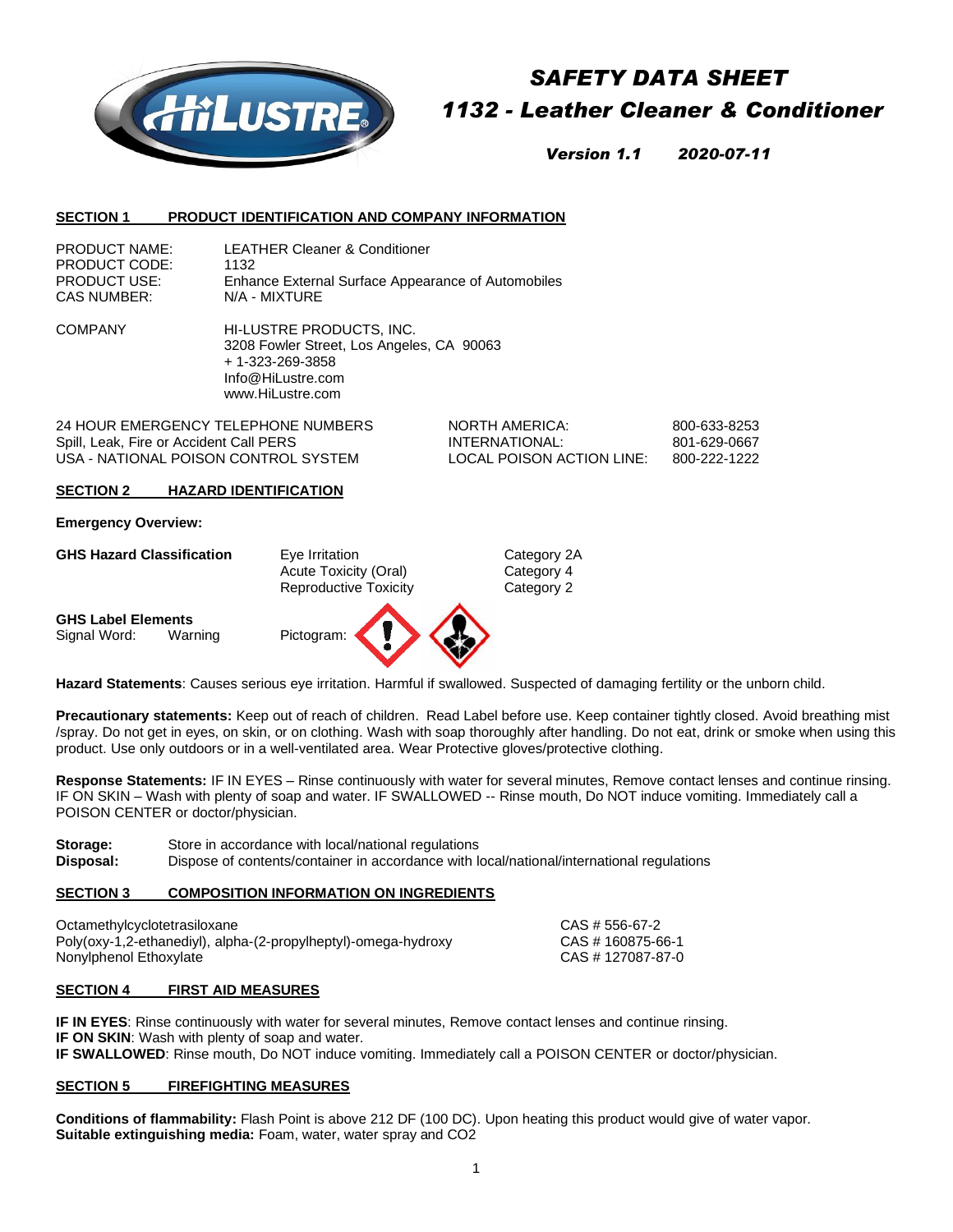# SAFETY DATA SHEET

# 1132 - Leather Cleaner & Conditioner

***Version 1.1    2020-07-11***

## SECTION 1 PRODUCT IDENTIFICATION AND COMPANY INFORMATION

| | |
|---|---|
| PRODUCT NAME: | LEATHER Cleaner & Conditioner |
| PRODUCT CODE: | 1132 |
| PRODUCT USE: | Enhance External Surface Appearance of Automobiles |
| CAS NUMBER: | N/A - MIXTURE |

COMPANY

HI-LUSTRE PRODUCTS, INC.
3208 Fowler Street, Los Angeles, CA 90063
+ 1-323-269-3858
Info@HiLustre.com
www.HiLustre.com

| | | |
|---|---|---|
| 24 HOUR EMERGENCY TELEPHONE NUMBERS | NORTH AMERICA: | 800-633-8253 |
| Spill, Leak, Fire or Accident Call PERS | INTERNATIONAL: | 801-629-0667 |
| USA - NATIONAL POISON CONTROL SYSTEM | LOCAL POISON ACTION LINE: | 800-222-1222 |

## SECTION 2 HAZARD IDENTIFICATION

**Emergency Overview:**

| **GHS Hazard Classification** | | |
|---|---|---|
| | Eye Irritation | Category 2A |
| | Acute Toxicity (Oral) | Category 4 |
| | Reproductive Toxicity | Category 2 |

**GHS Label Elements**
Signal Word: Warning    Pictogram:

**Hazard Statements**: Causes serious eye irritation. Harmful if swallowed. Suspected of damaging fertility or the unborn child.

**Precautionary statements:** Keep out of reach of children. Read Label before use. Keep container tightly closed. Avoid breathing mist /spray. Do not get in eyes, on skin, or on clothing. Wash with soap thoroughly after handling. Do not eat, drink or smoke when using this product. Use only outdoors or in a well-ventilated area. Wear Protective gloves/protective clothing.

**Response Statements:** IF IN EYES – Rinse continuously with water for several minutes, Remove contact lenses and continue rinsing. IF ON SKIN – Wash with plenty of soap and water. IF SWALLOWED -- Rinse mouth, Do NOT induce vomiting. Immediately call a POISON CENTER or doctor/physician.

**Storage:** Store in accordance with local/national regulations
**Disposal:** Dispose of contents/container in accordance with local/national/international regulations

## SECTION 3 COMPOSITION INFORMATION ON INGREDIENTS

| | |
|---|---|
| Octamethylcyclotetrasiloxane | CAS # 556-67-2 |
| Poly(oxy-1,2-ethanediyl), alpha-(2-propylheptyl)-omega-hydroxy | CAS # 160875-66-1 |
| Nonylphenol Ethoxylate | CAS # 127087-87-0 |

## SECTION 4 FIRST AID MEASURES

**IF IN EYES**: Rinse continuously with water for several minutes, Remove contact lenses and continue rinsing.
**IF ON SKIN**: Wash with plenty of soap and water.
**IF SWALLOWED**: Rinse mouth, Do NOT induce vomiting. Immediately call a POISON CENTER or doctor/physician.

## SECTION 5 FIREFIGHTING MEASURES

**Conditions of flammability:** Flash Point is above 212 DF (100 DC). Upon heating this product would give of water vapor.
**Suitable extinguishing media:** Foam, water, water spray and CO2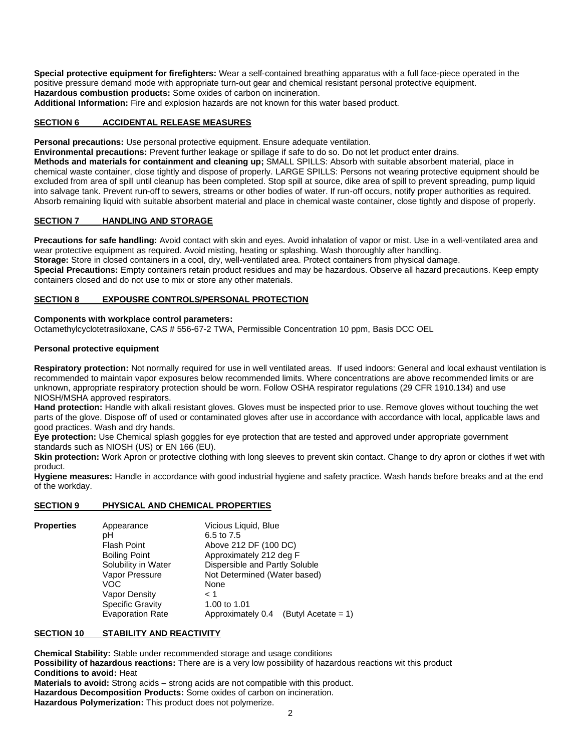**Special protective equipment for firefighters:** Wear a self-contained breathing apparatus with a full face-piece operated in the positive pressure demand mode with appropriate turn-out gear and chemical resistant personal protective equipment.
**Hazardous combustion products:** Some oxides of carbon on incineration.
**Additional Information:** Fire and explosion hazards are not known for this water based product.

## SECTION 6 ACCIDENTAL RELEASE MEASURES

**Personal precautions:** Use personal protective equipment. Ensure adequate ventilation.
**Environmental precautions:** Prevent further leakage or spillage if safe to do so. Do not let product enter drains.
**Methods and materials for containment and cleaning up;** SMALL SPILLS: Absorb with suitable absorbent material, place in chemical waste container, close tightly and dispose of properly. LARGE SPILLS: Persons not wearing protective equipment should be excluded from area of spill until cleanup has been completed. Stop spill at source, dike area of spill to prevent spreading, pump liquid into salvage tank. Prevent run-off to sewers, streams or other bodies of water. If run-off occurs, notify proper authorities as required. Absorb remaining liquid with suitable absorbent material and place in chemical waste container, close tightly and dispose of properly.

## SECTION 7 HANDLING AND STORAGE

**Precautions for safe handling:** Avoid contact with skin and eyes. Avoid inhalation of vapor or mist. Use in a well-ventilated area and wear protective equipment as required. Avoid misting, heating or splashing. Wash thoroughly after handling.
**Storage:** Store in closed containers in a cool, dry, well-ventilated area. Protect containers from physical damage.
**Special Precautions:** Empty containers retain product residues and may be hazardous. Observe all hazard precautions. Keep empty containers closed and do not use to mix or store any other materials.

## SECTION 8 EXPOUSRE CONTROLS/PERSONAL PROTECTION

**Components with workplace control parameters:**
Octamethylcyclotetrasiloxane, CAS # 556-67-2 TWA, Permissible Concentration 10 ppm, Basis DCC OEL

**Personal protective equipment**

**Respiratory protection:** Not normally required for use in well ventilated areas. If used indoors: General and local exhaust ventilation is recommended to maintain vapor exposures below recommended limits. Where concentrations are above recommended limits or are unknown, appropriate respiratory protection should be worn. Follow OSHA respirator regulations (29 CFR 1910.134) and use NIOSH/MSHA approved respirators.
**Hand protection:** Handle with alkali resistant gloves. Gloves must be inspected prior to use. Remove gloves without touching the wet parts of the glove. Dispose off of used or contaminated gloves after use in accordance with accordance with local, applicable laws and good practices. Wash and dry hands.
**Eye protection:** Use Chemical splash goggles for eye protection that are tested and approved under appropriate government standards such as NIOSH (US) or EN 166 (EU).
**Skin protection:** Work Apron or protective clothing with long sleeves to prevent skin contact. Change to dry apron or clothes if wet with product.
**Hygiene measures:** Handle in accordance with good industrial hygiene and safety practice. Wash hands before breaks and at the end of the workday.

## SECTION 9 PHYSICAL AND CHEMICAL PROPERTIES

| **Properties** | | |
|---|---|---|
| | Appearance | Vicious Liquid, Blue |
| | pH | 6.5 to 7.5 |
| | Flash Point | Above 212 DF (100 DC) |
| | Boiling Point | Approximately 212 deg F |
| | Solubility in Water | Dispersible and Partly Soluble |
| | Vapor Pressure | Not Determined (Water based) |
| | VOC | None |
| | Vapor Density | < 1 |
| | Specific Gravity | 1.00 to 1.01 |
| | Evaporation Rate | Approximately 0.4 (Butyl Acetate = 1) |

## SECTION 10 STABILITY AND REACTIVITY

**Chemical Stability:** Stable under recommended storage and usage conditions
**Possibility of hazardous reactions:** There are is a very low possibility of hazardous reactions wit this product
**Conditions to avoid:** Heat
**Materials to avoid:** Strong acids – strong acids are not compatible with this product.
**Hazardous Decomposition Products:** Some oxides of carbon on incineration.
**Hazardous Polymerization:** This product does not polymerize.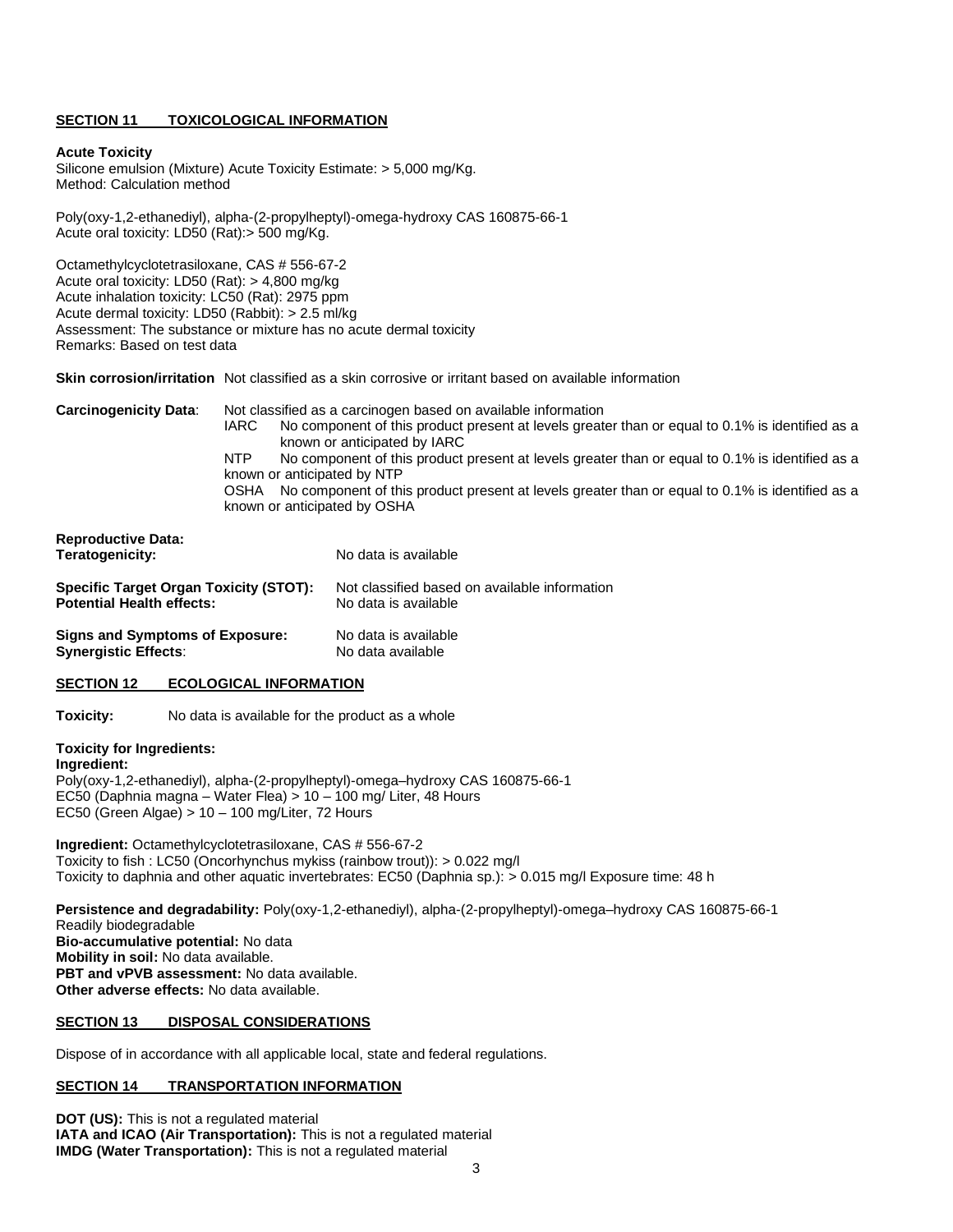## SECTION 11 TOXICOLOGICAL INFORMATION

**Acute Toxicity**
Silicone emulsion (Mixture) Acute Toxicity Estimate: > 5,000 mg/Kg.
Method: Calculation method

Poly(oxy-1,2-ethanediyl), alpha-(2-propylheptyl)-omega-hydroxy CAS 160875-66-1
Acute oral toxicity: LD50 (Rat):> 500 mg/Kg.

Octamethylcyclotetrasiloxane, CAS # 556-67-2
Acute oral toxicity: LD50 (Rat): > 4,800 mg/kg
Acute inhalation toxicity: LC50 (Rat): 2975 ppm
Acute dermal toxicity: LD50 (Rabbit): > 2.5 ml/kg
Assessment: The substance or mixture has no acute dermal toxicity
Remarks: Based on test data

**Skin corrosion/irritation** Not classified as a skin corrosive or irritant based on available information

**Carcinogenicity Data**: Not classified as a carcinogen based on available information
IARC No component of this product present at levels greater than or equal to 0.1% is identified as a known or anticipated by IARC
NTP No component of this product present at levels greater than or equal to 0.1% is identified as a known or anticipated by NTP
OSHA No component of this product present at levels greater than or equal to 0.1% is identified as a known or anticipated by OSHA

**Reproductive Data:**
**Teratogenicity:** No data is available

**Specific Target Organ Toxicity (STOT):** Not classified based on available information
**Potential Health effects:** No data is available

**Signs and Symptoms of Exposure:** No data is available
**Synergistic Effects**: No data available

## SECTION 12 ECOLOGICAL INFORMATION

**Toxicity:** No data is available for the product as a whole

**Toxicity for Ingredients:**
**Ingredient:**
Poly(oxy-1,2-ethanediyl), alpha-(2-propylheptyl)-omega–hydroxy CAS 160875-66-1
EC50 (Daphnia magna – Water Flea) > 10 – 100 mg/ Liter, 48 Hours
EC50 (Green Algae) > 10 – 100 mg/Liter, 72 Hours

**Ingredient:** Octamethylcyclotetrasiloxane, CAS # 556-67-2
Toxicity to fish : LC50 (Oncorhynchus mykiss (rainbow trout)): > 0.022 mg/l
Toxicity to daphnia and other aquatic invertebrates: EC50 (Daphnia sp.): > 0.015 mg/l Exposure time: 48 h

**Persistence and degradability:** Poly(oxy-1,2-ethanediyl), alpha-(2-propylheptyl)-omega–hydroxy CAS 160875-66-1
Readily biodegradable
**Bio-accumulative potential:** No data
**Mobility in soil:** No data available.
**PBT and vPVB assessment:** No data available.
**Other adverse effects:** No data available.

## SECTION 13 DISPOSAL CONSIDERATIONS

Dispose of in accordance with all applicable local, state and federal regulations.

## SECTION 14 TRANSPORTATION INFORMATION

**DOT (US):** This is not a regulated material
**IATA and ICAO (Air Transportation):** This is not a regulated material
**IMDG (Water Transportation):** This is not a regulated material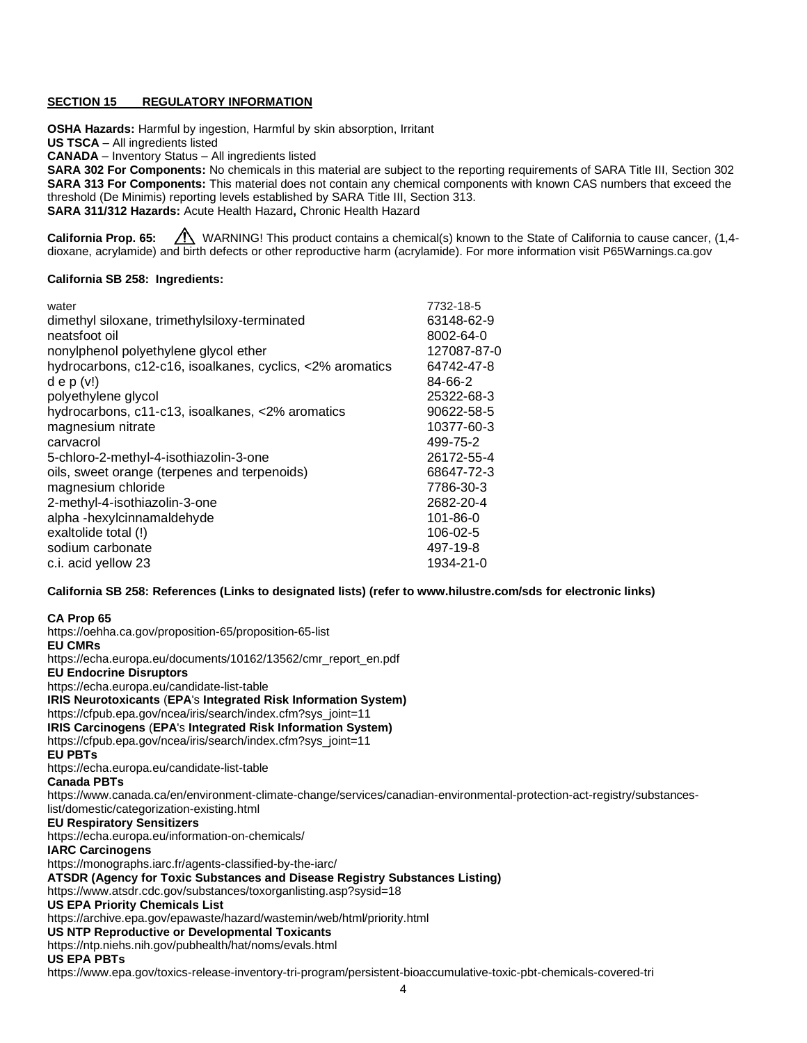**SECTION 15 REGULATORY INFORMATION**

**OSHA Hazards:** Harmful by ingestion, Harmful by skin absorption, Irritant
**US TSCA** – All ingredients listed
**CANADA** – Inventory Status – All ingredients listed
**SARA 302 For Components:** No chemicals in this material are subject to the reporting requirements of SARA Title III, Section 302
**SARA 313 For Components:** This material does not contain any chemical components with known CAS numbers that exceed the threshold (De Minimis) reporting levels established by SARA Title III, Section 313.
**SARA 311/312 Hazards:** Acute Health Hazard**,** Chronic Health Hazard

**California Prop. 65:** ⚠ WARNING! This product contains a chemical(s) known to the State of California to cause cancer, (1,4-dioxane, acrylamide) and birth defects or other reproductive harm (acrylamide). For more information visit P65Warnings.ca.gov

**California SB 258: Ingredients:**

| | |
|---|---|
| water | 7732-18-5 |
| dimethyl siloxane, trimethylsiloxy-terminated | 63148-62-9 |
| neatsfoot oil | 8002-64-0 |
| nonylphenol polyethylene glycol ether | 127087-87-0 |
| hydrocarbons, c12-c16, isoalkanes, cyclics, <2% aromatics | 64742-47-8 |
| d e p (v!) | 84-66-2 |
| polyethylene glycol | 25322-68-3 |
| hydrocarbons, c11-c13, isoalkanes, <2% aromatics | 90622-58-5 |
| magnesium nitrate | 10377-60-3 |
| carvacrol | 499-75-2 |
| 5-chloro-2-methyl-4-isothiazolin-3-one | 26172-55-4 |
| oils, sweet orange (terpenes and terpenoids) | 68647-72-3 |
| magnesium chloride | 7786-30-3 |
| 2-methyl-4-isothiazolin-3-one | 2682-20-4 |
| alpha -hexylcinnamaldehyde | 101-86-0 |
| exaltolide total (!) | 106-02-5 |
| sodium carbonate | 497-19-8 |
| c.i. acid yellow 23 | 1934-21-0 |

**California SB 258: References (Links to designated lists) (refer to www.hilustre.com/sds for electronic links)**

**CA Prop 65**
https://oehha.ca.gov/proposition-65/proposition-65-list
**EU CMRs**
https://echa.europa.eu/documents/10162/13562/cmr_report_en.pdf
**EU Endocrine Disruptors**
https://echa.europa.eu/candidate-list-table
**IRIS Neurotoxicants** (**EPA**'s **Integrated Risk Information System)**
https://cfpub.epa.gov/ncea/iris/search/index.cfm?sys_joint=11
**IRIS Carcinogens** (**EPA**'s **Integrated Risk Information System)**
https://cfpub.epa.gov/ncea/iris/search/index.cfm?sys_joint=11
**EU PBTs**
https://echa.europa.eu/candidate-list-table
**Canada PBTs**
https://www.canada.ca/en/environment-climate-change/services/canadian-environmental-protection-act-registry/substances-list/domestic/categorization-existing.html
**EU Respiratory Sensitizers**
https://echa.europa.eu/information-on-chemicals/
**IARC Carcinogens**
https://monographs.iarc.fr/agents-classified-by-the-iarc/
**ATSDR (Agency for Toxic Substances and Disease Registry Substances Listing)**
https://www.atsdr.cdc.gov/substances/toxorganlisting.asp?sysid=18
**US EPA Priority Chemicals List**
https://archive.epa.gov/epawaste/hazard/wastemin/web/html/priority.html
**US NTP Reproductive or Developmental Toxicants**
https://ntp.niehs.nih.gov/pubhealth/hat/noms/evals.html
**US EPA PBTs**
https://www.epa.gov/toxics-release-inventory-tri-program/persistent-bioaccumulative-toxic-pbt-chemicals-covered-tri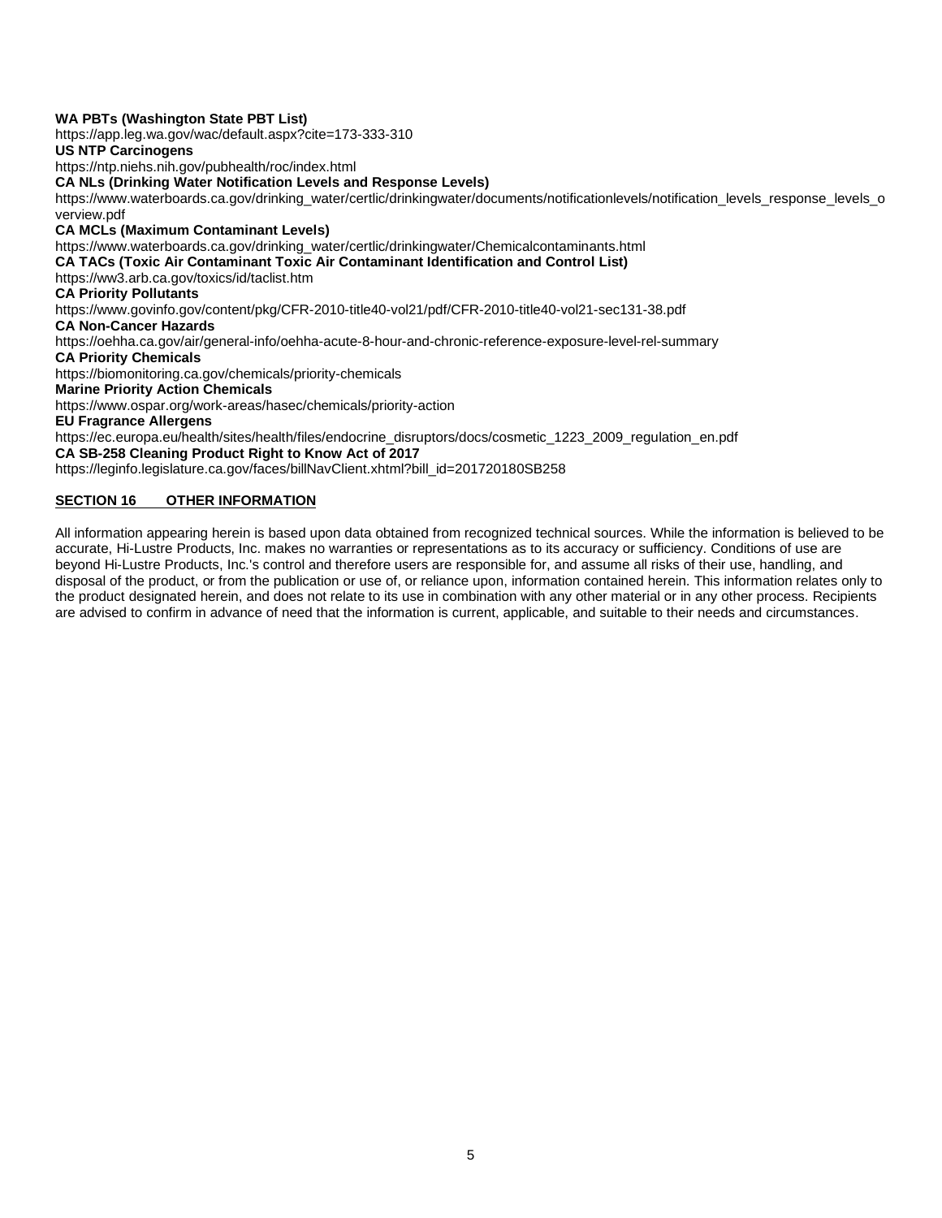**WA PBTs (Washington State PBT List)**
https://app.leg.wa.gov/wac/default.aspx?cite=173-333-310
**US NTP Carcinogens**
https://ntp.niehs.nih.gov/pubhealth/roc/index.html
**CA NLs (Drinking Water Notification Levels and Response Levels)**
https://www.waterboards.ca.gov/drinking_water/certlic/drinkingwater/documents/notificationlevels/notification_levels_response_levels_overview.pdf
**CA MCLs (Maximum Contaminant Levels)**
https://www.waterboards.ca.gov/drinking_water/certlic/drinkingwater/Chemicalcontaminants.html
**CA TACs (Toxic Air Contaminant Toxic Air Contaminant Identification and Control List)**
https://ww3.arb.ca.gov/toxics/id/taclist.htm
**CA Priority Pollutants**
https://www.govinfo.gov/content/pkg/CFR-2010-title40-vol21/pdf/CFR-2010-title40-vol21-sec131-38.pdf
**CA Non-Cancer Hazards**
https://oehha.ca.gov/air/general-info/oehha-acute-8-hour-and-chronic-reference-exposure-level-rel-summary
**CA Priority Chemicals**
https://biomonitoring.ca.gov/chemicals/priority-chemicals
**Marine Priority Action Chemicals**
https://www.ospar.org/work-areas/hasec/chemicals/priority-action
**EU Fragrance Allergens**
https://ec.europa.eu/health/sites/health/files/endocrine_disruptors/docs/cosmetic_1223_2009_regulation_en.pdf
**CA SB-258 Cleaning Product Right to Know Act of 2017**
https://leginfo.legislature.ca.gov/faces/billNavClient.xhtml?bill_id=201720180SB258

## SECTION 16 OTHER INFORMATION

All information appearing herein is based upon data obtained from recognized technical sources. While the information is believed to be accurate, Hi-Lustre Products, Inc. makes no warranties or representations as to its accuracy or sufficiency. Conditions of use are beyond Hi-Lustre Products, Inc.'s control and therefore users are responsible for, and assume all risks of their use, handling, and disposal of the product, or from the publication or use of, or reliance upon, information contained herein. This information relates only to the product designated herein, and does not relate to its use in combination with any other material or in any other process. Recipients are advised to confirm in advance of need that the information is current, applicable, and suitable to their needs and circumstances.